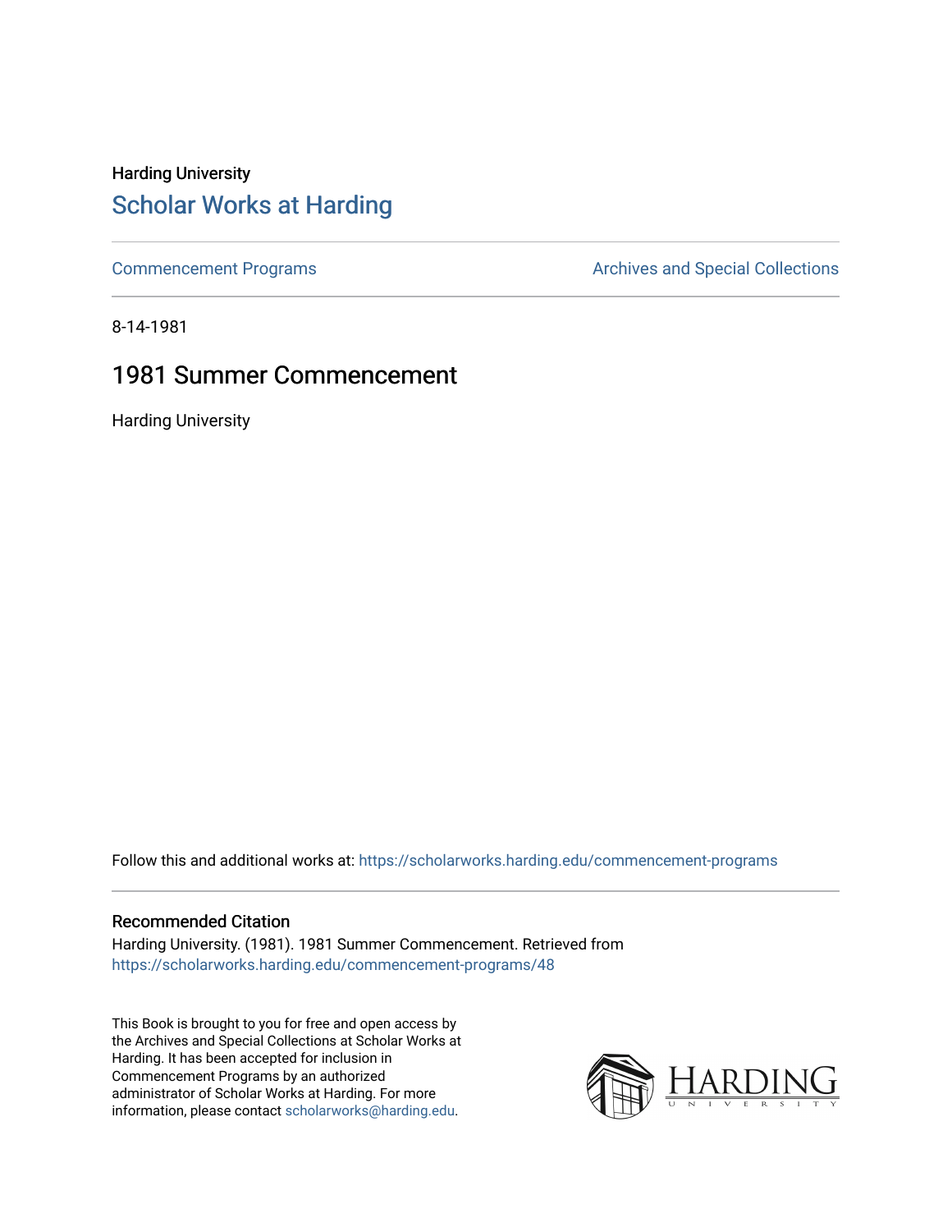Harding University

# Scholar Works at Harding

Commencement Programs | Archives and Special Collections

8-14-1981

## 1981 Summer Commencement

Harding University

Follow this and additional works at: https://scholarworks.harding.edu/commencement-programs

### Recommended Citation

Harding University. (1981). 1981 Summer Commencement. Retrieved from https://scholarworks.harding.edu/commencement-programs/48

This Book is brought to you for free and open access by the Archives and Special Collections at Scholar Works at Harding. It has been accepted for inclusion in Commencement Programs by an authorized administrator of Scholar Works at Harding. For more information, please contact scholarworks@harding.edu.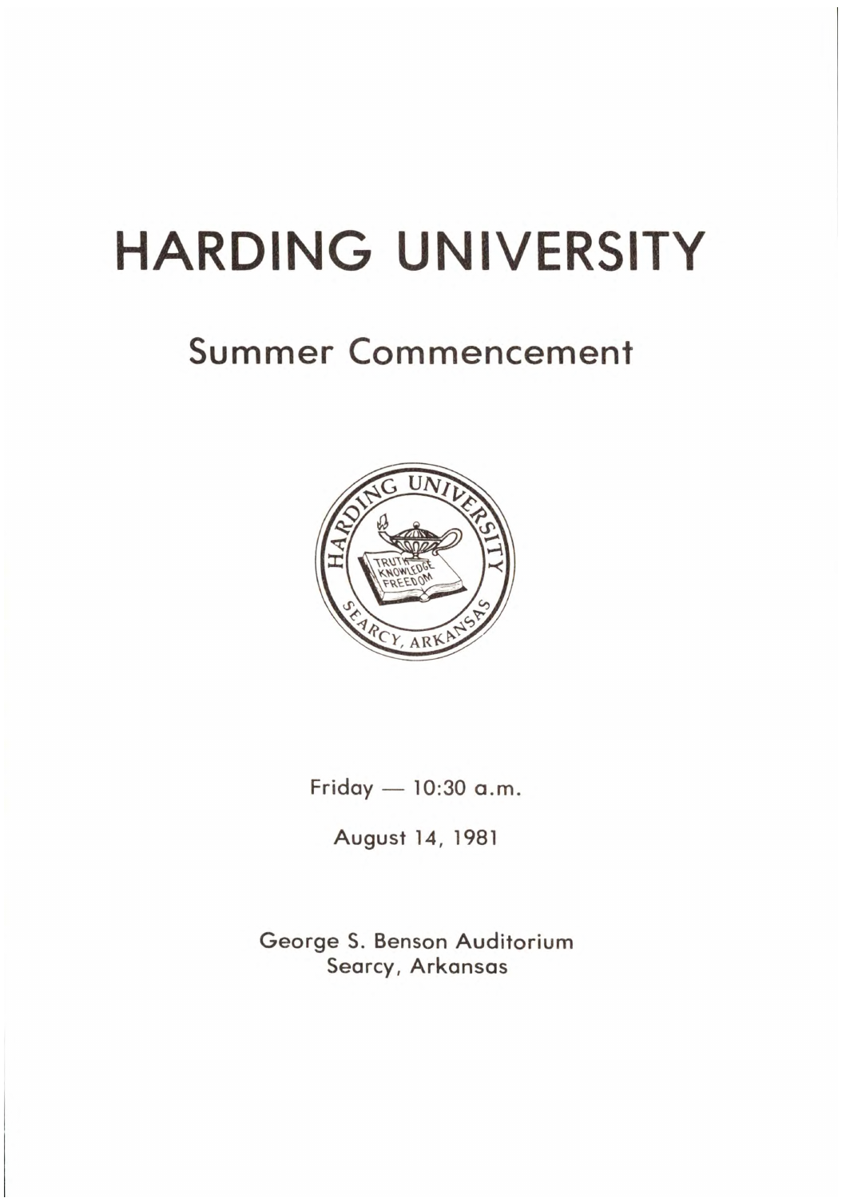# HARDING UNIVERSITY

## Summer Commencement

Friday — 10:30 a.m.

August 14, 1981

George S. Benson Auditorium
Searcy, Arkansas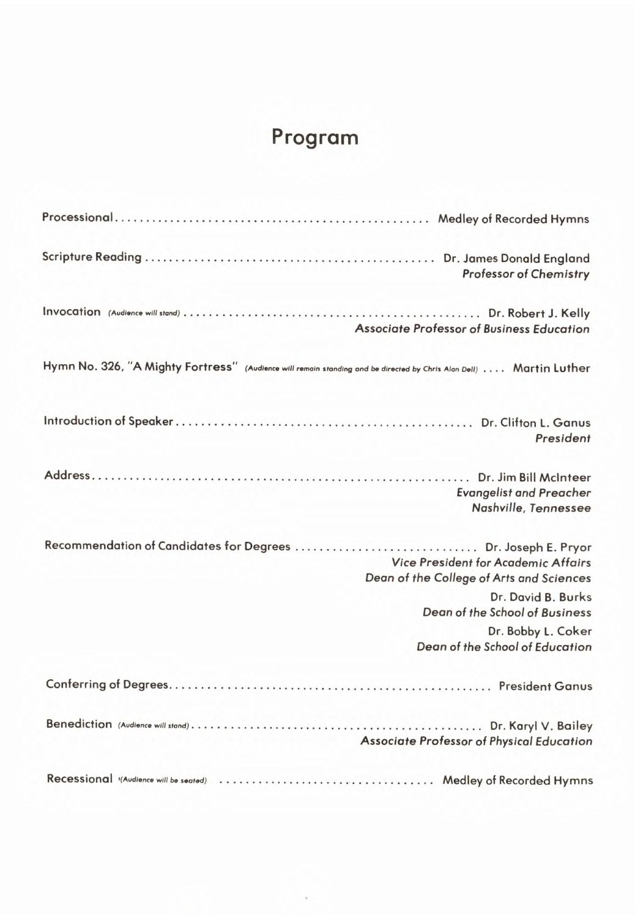# Program

Processional .................................................. Medley of Recorded Hymns

Scripture Reading .................................................. Dr. James Donald England
*Professor of Chemistry*

Invocation *(Audience will stand)* .................................................. Dr. Robert J. Kelly
*Associate Professor of Business Education*

Hymn No. 326, "A Mighty Fortress" *(Audience will remain standing and be directed by Chris Alan Dell)* .... Martin Luther

Introduction of Speaker .................................................. Dr. Clifton L. Ganus
*President*

Address .................................................. Dr. Jim Bill McInteer
*Evangelist and Preacher*
*Nashville, Tennessee*

Recommendation of Candidates for Degrees .................................................. Dr. Joseph E. Pryor
*Vice President for Academic Affairs*
*Dean of the College of Arts and Sciences*

Dr. David B. Burks
*Dean of the School of Business*

Dr. Bobby L. Coker
*Dean of the School of Education*

Conferring of Degrees .................................................. President Ganus

Benediction *(Audience will stand)* .................................................. Dr. Karyl V. Bailey
*Associate Professor of Physical Education*

Recessional *(Audience will be seated)* .................................................. Medley of Recorded Hymns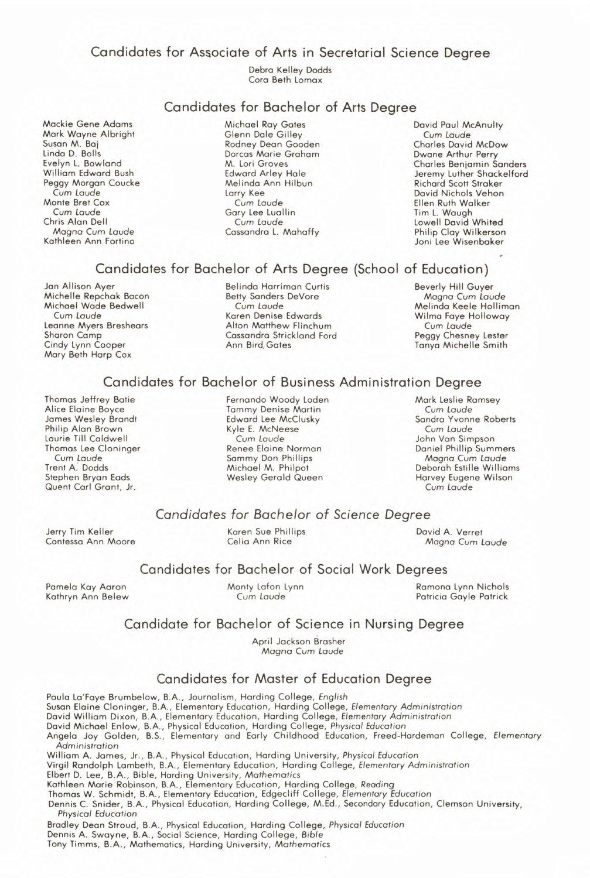## Candidates for Associate of Arts in Secretarial Science Degree

Debra Kelley Dodds
Cora Beth Lomax

## Candidates for Bachelor of Arts Degree

Mackie Gene Adams
Mark Wayne Albright
Susan M. Baj
Linda D. Bolls
Evelyn L. Bowland
William Edward Bush
Peggy Morgan Coucke
*Cum Laude*
Monte Bret Cox
*Cum Laude*
Chris Alan Dell
*Magna Cum Laude*
Kathleen Ann Fortino
Michael Ray Gates
Glenn Dale Gilley
Rodney Dean Gooden
Dorcas Marie Graham
M. Lori Groves
Edward Arley Hale
Melinda Ann Hilbun
Larry Kee
*Cum Laude*
Gary Lee Luallin
*Cum Laude*
Cassandra L. Mahaffy
David Paul McAnulty
*Cum Laude*
Charles David McDow
Dwane Arthur Perry
Charles Benjamin Sanders
Jeremy Luther Shackelford
Richard Scott Straker
David Nichols Vehon
Ellen Ruth Walker
Tim L. Waugh
Lowell David Whited
Philip Clay Wilkerson
Joni Lee Wisenbaker

## Candidates for Bachelor of Arts Degree (School of Education)

Jan Allison Ayer
Michelle Repchak Bacon
Michael Wade Bedwell
*Cum Laude*
Leanne Myers Breshears
Sharon Camp
Cindy Lynn Cooper
Mary Beth Harp Cox
Belinda Harriman Curtis
Betty Sanders DeVore
*Cum Laude*
Karen Denise Edwards
Alton Matthew Flinchum
Cassandra Strickland Ford
Ann Bird Gates
Beverly Hill Guyer
*Magna Cum Laude*
Melinda Keele Holliman
Wilma Faye Holloway
*Cum Laude*
Peggy Chesney Lester
Tanya Michelle Smith

## Candidates for Bachelor of Business Administration Degree

Thomas Jeffrey Batie
Alice Elaine Boyce
James Wesley Brandt
Philip Alan Brown
Laurie Till Caldwell
Thomas Lee Cloninger
*Cum Laude*
Trent A. Dodds
Stephen Bryan Eads
Quent Carl Grant, Jr.
Fernando Woody Loden
Tammy Denise Martin
Edward Lee McClusky
Kyle E. McNeese
*Cum Laude*
Renee Elaine Norman
Sammy Don Phillips
Michael M. Philpot
Wesley Gerald Queen
Mark Leslie Ramsey
*Cum Laude*
Sandra Yvonne Roberts
*Cum Laude*
John Van Simpson
Daniel Phillip Summers
*Magna Cum Laude*
Deborah Estille Williams
Harvey Eugene Wilson
*Cum Laude*

## *Candidates for Bachelor of Science Degree*

Jerry Tim Keller
Contessa Ann Moore
Karen Sue Phillips
Celia Ann Rice
David A. Verret
*Magna Cum Laude*

## Candidates for Bachelor of Social Work Degrees

Pamela Kay Aaron
Kathryn Ann Belew
Monty Lafon Lynn
*Cum Laude*
Ramona Lynn Nichols
Patricia Gayle Patrick

## Candidate for Bachelor of Science in Nursing Degree

April Jackson Brasher
*Magna Cum Laude*

## Candidates for Master of Education Degree

Paula La'Faye Brumbelow, B.A., Journalism, Harding College, *English*
Susan Elaine Cloninger, B.A., Elementary Education, Harding College, *Elementary Administration*
David William Dixon, B.A., Elementary Education, Harding College, *Elementary Administration*
David Michael Enlow, B.A., Physical Education, Harding College, *Physical Education*
Angela Joy Golden, B.S., Elementary and Early Childhood Education, Freed-Hardeman College, *Elementary Administration*
William A. James, Jr., B.A., Physical Education, Harding University, *Physical Education*
Virgil Randolph Lambeth, B.A., Elementary Education, Harding College, *Elementary Administration*
Elbert D. Lee, B.A., Bible, Harding University, *Mathematics*
Kathleen Marie Robinson, B.A., Elementary Education, Harding College, *Reading*
Thomas W. Schmidt, B.A., Elementary Education, Edgecliff College, *Elementary Education*
Dennis C. Snider, B.A., Physical Education, Harding College, M.Ed., Secondary Education, Clemson University, *Physical Education*
Bradley Dean Stroud, B.A., Physical Education, Harding College, *Physical Education*
Dennis A. Swayne, B.A., Social Science, Harding College, *Bible*
Tony Timms, B.A., Mathematics, Harding University, *Mathematics*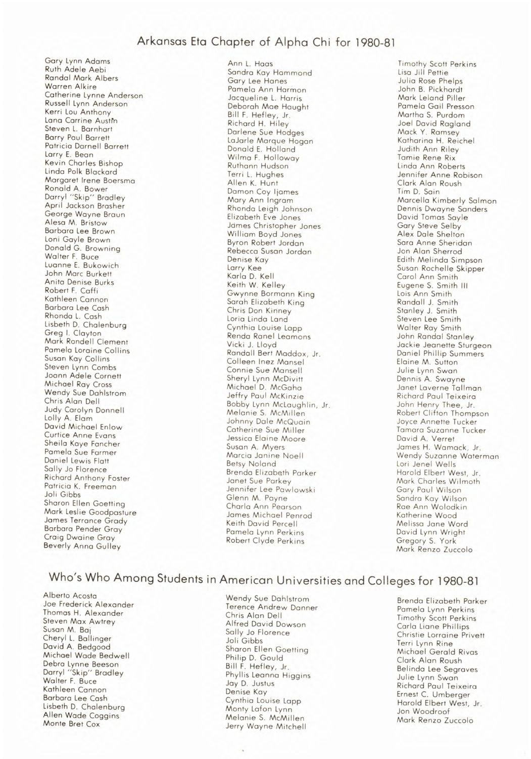## Arkansas Eta Chapter of Alpha Chi for 1980-81

Gary Lynn Adams
Ruth Adele Aebi
Randal Mark Albers
Warren Alkire
Catherine Lynne Anderson
Russell Lynn Anderson
Kerri Lou Anthony
Lana Carrine Austin
Steven L. Barnhart
Barry Paul Barrett
Patricia Darnell Barrett
Larry E. Bean
Kevin Charles Bishop
Linda Polk Blackard
Margaret Irene Boersma
Ronald A. Bower
Darryl "Skip" Bradley
April Jackson Brasher
George Wayne Braun
Alesa M. Bristow
Barbara Lee Brown
Loni Gayle Brown
Donald G. Browning
Walter F. Buce
Luanne E. Bukowich
John Marc Burkett
Anita Denise Burks
Robert F. Caffi
Kathleen Cannon
Barbara Lee Cash
Rhonda L. Cash
Lisbeth D. Chalenburg
Greg I. Clayton
Mark Rondell Clement
Pamela Loraine Collins
Susan Kay Collins
Steven Lynn Combs
Joann Adele Cornett
Michael Ray Cross
Wendy Sue Dahlstrom
Chris Alan Dell
Judy Carolyn Donnell
Lolly A. Elam
David Michael Enlow
Curtice Anne Evans
Sheila Kaye Fancher
Pamela Sue Farmer
Daniel Lewis Flatt
Sally Jo Florence
Richard Anthony Foster
Patricia K. Freeman
Joli Gibbs
Sharon Ellen Goetting
Mark Leslie Goodpasture
James Terrance Grady
Barbara Pender Gray
Craig Dwaine Gray
Beverly Anna Gulley
Ann L. Haas
Sandra Kay Hammond
Gary Lee Hanes
Pamela Ann Harmon
Jacqueline L. Harris
Deborah Mae Haught
Bill F. Hefley, Jr.
Richard H. Hiley
Darlene Sue Hodges
LaJarle Marque Hogan
Donald E. Holland
Wilma F. Holloway
Ruthann Hudson
Terri L. Hughes
Allen K. Hunt
Damon Coy Ijames
Mary Ann Ingram
Rhonda Leigh Johnson
Elizabeth Eve Jones
James Christopher Jones
William Boyd Jones
Byron Robert Jordan
Rebecca Susan Jordan
Denise Kay
Larry Kee
Karla D. Kell
Keith W. Kelley
Gwynne Bormann King
Sarah Elizabeth King
Chris Don Kinney
Loria Linda Land
Cynthia Louise Lapp
Renda Ranel Leamons
Vicki J. Lloyd
Randall Bert Maddox, Jr.
Colleen Inez Mansel
Connie Sue Mansell
Sheryl Lynn McDivitt
Michael D. McGaha
Jeffry Paul McKinzie
Bobby Lynn McLaughlin, Jr.
Melanie S. McMillen
Johnny Dale McQuain
Catherine Sue Miller
Jessica Elaine Moore
Susan A. Myers
Marcia Janine Noell
Betsy Noland
Brenda Elizabeth Parker
Janet Sue Parkey
Jennifer Lee Pawlowski
Glenn M. Payne
Charla Ann Pearson
James Michael Penrod
Keith David Percell
Pamela Lynn Perkins
Robert Clyde Perkins
Timothy Scott Perkins
Lisa Jill Pettie
Julia Rose Phelps
John B. Pickhardt
Mark Leland Piller
Pamela Gail Presson
Martha S. Purdom
Joel David Ragland
Mack Y. Ramsey
Katharina H. Reichel
Judith Ann Riley
Tamie Rene Rix
Linda Ann Roberts
Jennifer Anne Robison
Clark Alan Roush
Tim D. Sain
Marcella Kimberly Salmon
Dennis Dwayne Sanders
David Tomas Sayle
Gary Steve Selby
Alex Dale Shelton
Sara Anne Sheridan
Jon Alan Sherrod
Edith Melinda Simpson
Susan Rochelle Skipper
Carol Ann Smith
Eugene S. Smith III
Lois Ann Smith
Randall J. Smith
Stanley J. Smith
Steven Lee Smith
Walter Ray Smith
John Randal Stanley
Jackie Jeanette Sturgeon
Daniel Phillip Summers
Elaine M. Sutton
Julie Lynn Swan
Dennis A. Swayne
Janet Laverne Tallman
Richard Paul Teixeira
John Henry Thee, Jr.
Robert Clifton Thompson
Joyce Annette Tucker
Tamara Suzanne Tucker
David A. Verret
James H. Wamack, Jr.
Wendy Suzanne Waterman
Lori Jenel Wells
Harold Elbert West, Jr.
Mark Charles Wilmoth
Gary Paul Wilson
Sandra Kay Wilson
Rae Ann Wolodkin
Katherine Wood
Melissa Jane Word
David Lynn Wright
Gregory S. York
Mark Renzo Zuccolo

## Who's Who Among Students in American Universities and Colleges for 1980-81

Alberto Acosta
Joe Frederick Alexander
Thomas H. Alexander
Steven Max Awtrey
Susan M. Baj
Cheryl L. Ballinger
David A. Bedgood
Michael Wade Bedwell
Debra Lynne Beeson
Darryl "Skip" Bradley
Walter F. Buce
Kathleen Cannon
Barbara Lee Cash
Lisbeth D. Chalenburg
Allen Wade Coggins
Monte Bret Cox
Wendy Sue Dahlstrom
Terence Andrew Danner
Chris Alan Dell
Alfred David Dowson
Sally Jo Florence
Joli Gibbs
Sharon Ellen Goetting
Philip D. Gould
Bill F. Hefley, Jr.
Phyllis Leanna Higgins
Jay D. Justus
Denise Kay
Cynthia Louise Lapp
Monty Lafon Lynn
Melanie S. McMillen
Jerry Wayne Mitchell
Brenda Elizabeth Parker
Pamela Lynn Perkins
Timothy Scott Perkins
Carla Liane Phillips
Christie Lorraine Privett
Terri Lynn Rine
Michael Gerald Rivas
Clark Alan Roush
Belinda Lee Segraves
Julie Lynn Swan
Richard Paul Teixeira
Ernest C. Umberger
Harold Elbert West, Jr.
Jon Woodroof
Mark Renzo Zuccolo